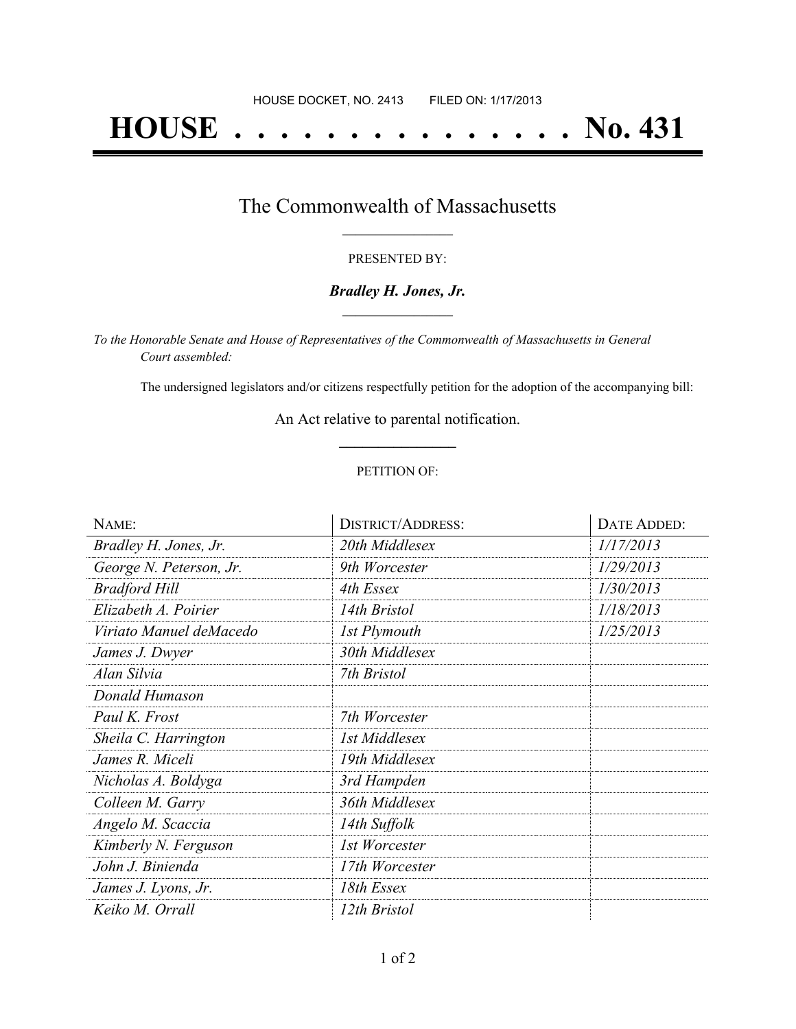HOUSE DOCKET, NO. 2413        FILED ON: 1/17/2013

# HOUSE . . . . . . . . . . . . . . . . No. 431

## The Commonwealth of Massachusetts

PRESENTED BY:

***Bradley H. Jones, Jr.***

*To the Honorable Senate and House of Representatives of the Commonwealth of Massachusetts in General Court assembled:*

The undersigned legislators and/or citizens respectfully petition for the adoption of the accompanying bill:

An Act relative to parental notification.

PETITION OF:

| NAME: | DISTRICT/ADDRESS: | DATE ADDED: |
|---|---|---|
| *Bradley H. Jones, Jr.* | *20th Middlesex* | *1/17/2013* |
| *George N. Peterson, Jr.* | *9th Worcester* | *1/29/2013* |
| *Bradford Hill* | *4th Essex* | *1/30/2013* |
| *Elizabeth A. Poirier* | *14th Bristol* | *1/18/2013* |
| *Viriato Manuel deMacedo* | *1st Plymouth* | *1/25/2013* |
| *James J. Dwyer* | *30th Middlesex* | |
| *Alan Silvia* | *7th Bristol* | |
| *Donald Humason* | | |
| *Paul K. Frost* | *7th Worcester* | |
| *Sheila C. Harrington* | *1st Middlesex* | |
| *James R. Miceli* | *19th Middlesex* | |
| *Nicholas A. Boldyga* | *3rd Hampden* | |
| *Colleen M. Garry* | *36th Middlesex* | |
| *Angelo M. Scaccia* | *14th Suffolk* | |
| *Kimberly N. Ferguson* | *1st Worcester* | |
| *John J. Binienda* | *17th Worcester* | |
| *James J. Lyons, Jr.* | *18th Essex* | |
| *Keiko M. Orrall* | *12th Bristol* | |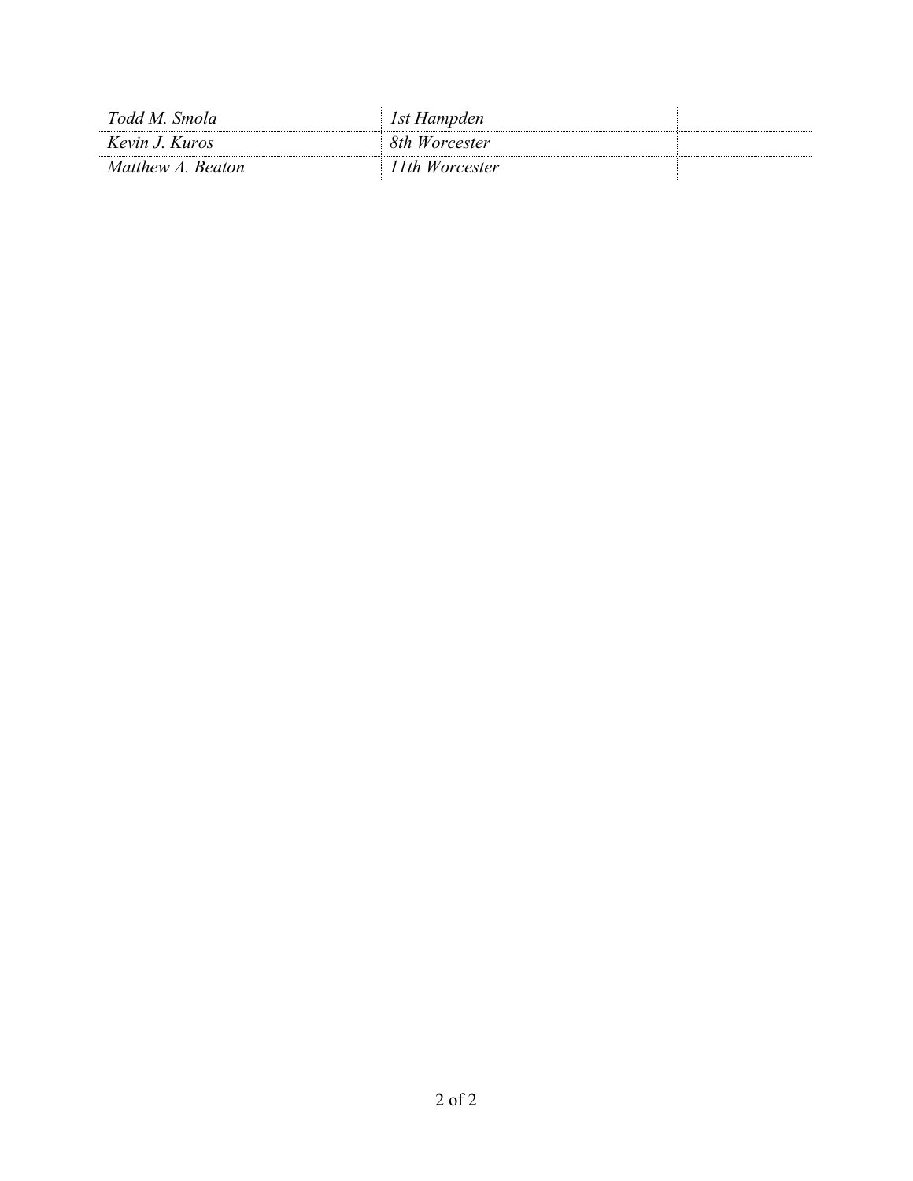| | | |
|---|---|---|
| *Todd M. Smola* | *1st Hampden* | |
| *Kevin J. Kuros* | *8th Worcester* | |
| *Matthew A. Beaton* | *11th Worcester* | |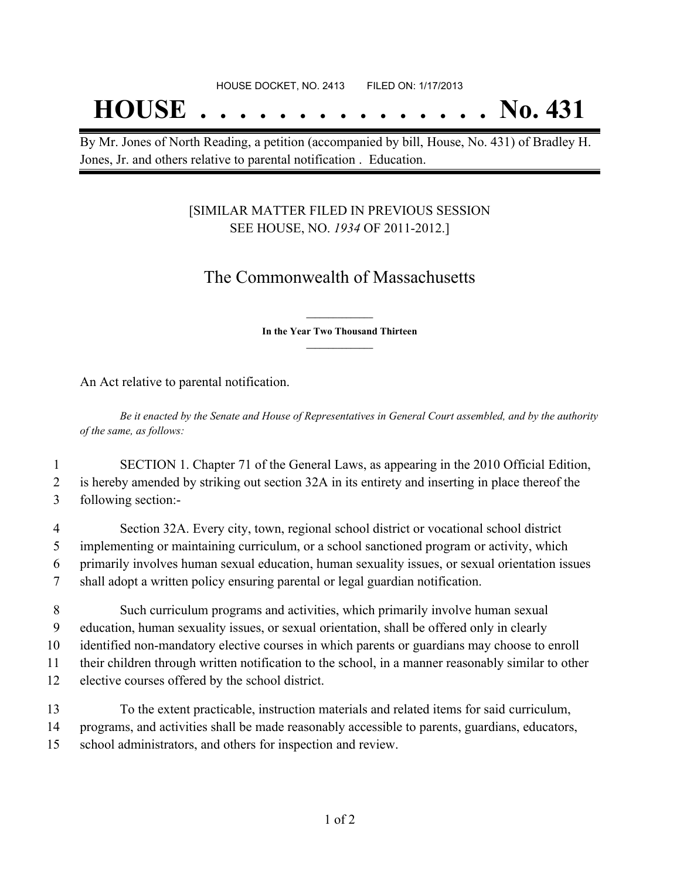HOUSE DOCKET, NO. 2413 FILED ON: 1/17/2013

# HOUSE . . . . . . . . . . . . . . . No. 431

By Mr. Jones of North Reading, a petition (accompanied by bill, House, No. 431) of Bradley H. Jones, Jr. and others relative to parental notification . Education.

[SIMILAR MATTER FILED IN PREVIOUS SESSION SEE HOUSE, NO. *1934* OF 2011-2012.]

## The Commonwealth of Massachusetts

**In the Year Two Thousand Thirteen**

An Act relative to parental notification.

*Be it enacted by the Senate and House of Representatives in General Court assembled, and by the authority of the same, as follows:*

1 SECTION 1. Chapter 71 of the General Laws, as appearing in the 2010 Official Edition,
2 is hereby amended by striking out section 32A in its entirety and inserting in place thereof the
3 following section:-

4 Section 32A. Every city, town, regional school district or vocational school district
5 implementing or maintaining curriculum, or a school sanctioned program or activity, which
6 primarily involves human sexual education, human sexuality issues, or sexual orientation issues
7 shall adopt a written policy ensuring parental or legal guardian notification.

8 Such curriculum programs and activities, which primarily involve human sexual
9 education, human sexuality issues, or sexual orientation, shall be offered only in clearly
10 identified non-mandatory elective courses in which parents or guardians may choose to enroll
11 their children through written notification to the school, in a manner reasonably similar to other
12 elective courses offered by the school district.

13 To the extent practicable, instruction materials and related items for said curriculum,
14 programs, and activities shall be made reasonably accessible to parents, guardians, educators,
15 school administrators, and others for inspection and review.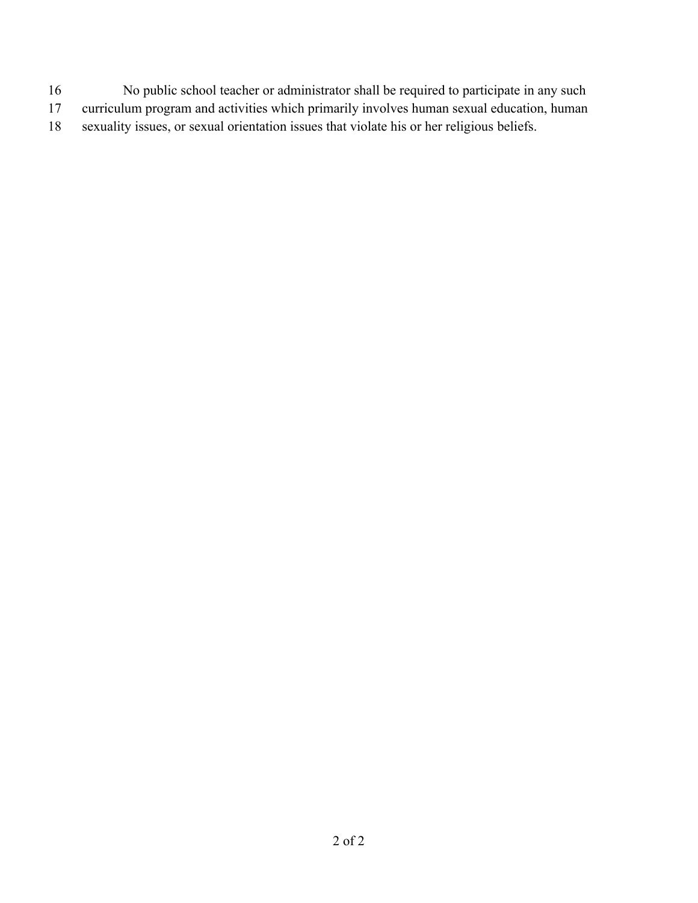No public school teacher or administrator shall be required to participate in any such curriculum program and activities which primarily involves human sexual education, human sexuality issues, or sexual orientation issues that violate his or her religious beliefs.